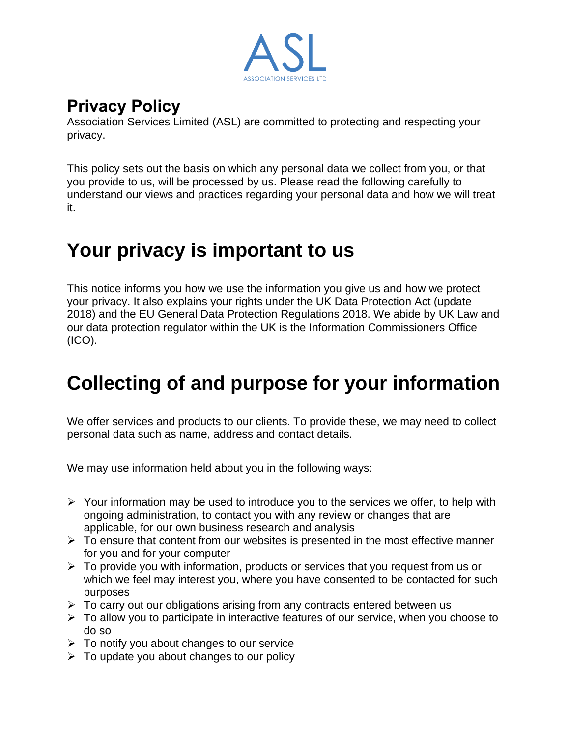ASL

ASSOCIATION SERVICES LTD

# Privacy Policy

Association Services Limited (ASL) are committed to protecting and respecting your privacy.

This policy sets out the basis on which any personal data we collect from you, or that you provide to us, will be processed by us. Please read the following carefully to understand our views and practices regarding your personal data and how we will treat it.

# Your privacy is important to us

This notice informs you how we use the information you give us and how we protect your privacy. It also explains your rights under the UK Data Protection Act (update 2018) and the EU General Data Protection Regulations 2018. We abide by UK Law and our data protection regulator within the UK is the Information Commissioners Office (ICO).

# Collecting of and purpose for your information

We offer services and products to our clients. To provide these, we may need to collect personal data such as name, address and contact details.

We may use information held about you in the following ways:

- Your information may be used to introduce you to the services we offer, to help with ongoing administration, to contact you with any review or changes that are applicable, for our own business research and analysis
- To ensure that content from our websites is presented in the most effective manner for you and for your computer
- To provide you with information, products or services that you request from us or which we feel may interest you, where you have consented to be contacted for such purposes
- To carry out our obligations arising from any contracts entered between us
- To allow you to participate in interactive features of our service, when you choose to do so
- To notify you about changes to our service
- To update you about changes to our policy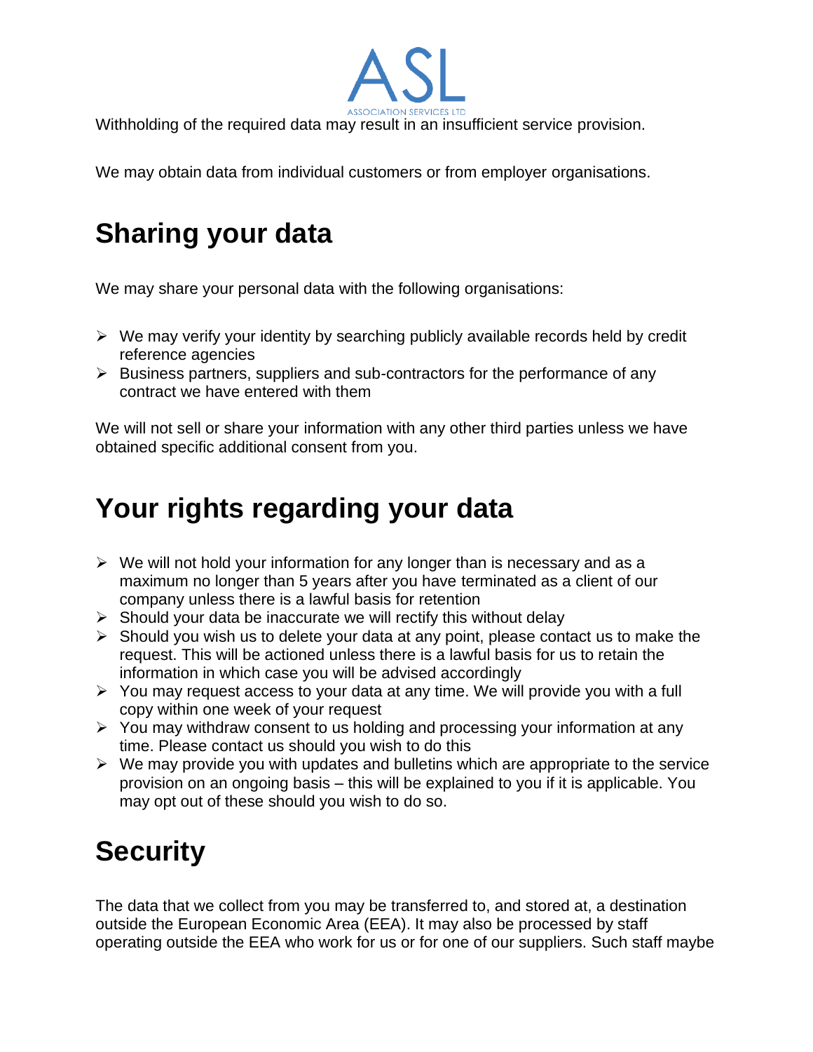Withholding of the required data may result in an insufficient service provision.

We may obtain data from individual customers or from employer organisations.

## Sharing your data

We may share your personal data with the following organisations:

- We may verify your identity by searching publicly available records held by credit reference agencies
- Business partners, suppliers and sub-contractors for the performance of any contract we have entered with them

We will not sell or share your information with any other third parties unless we have obtained specific additional consent from you.

## Your rights regarding your data

- We will not hold your information for any longer than is necessary and as a maximum no longer than 5 years after you have terminated as a client of our company unless there is a lawful basis for retention
- Should your data be inaccurate we will rectify this without delay
- Should you wish us to delete your data at any point, please contact us to make the request. This will be actioned unless there is a lawful basis for us to retain the information in which case you will be advised accordingly
- You may request access to your data at any time. We will provide you with a full copy within one week of your request
- You may withdraw consent to us holding and processing your information at any time. Please contact us should you wish to do this
- We may provide you with updates and bulletins which are appropriate to the service provision on an ongoing basis – this will be explained to you if it is applicable. You may opt out of these should you wish to do so.

## Security

The data that we collect from you may be transferred to, and stored at, a destination outside the European Economic Area (EEA). It may also be processed by staff operating outside the EEA who work for us or for one of our suppliers. Such staff maybe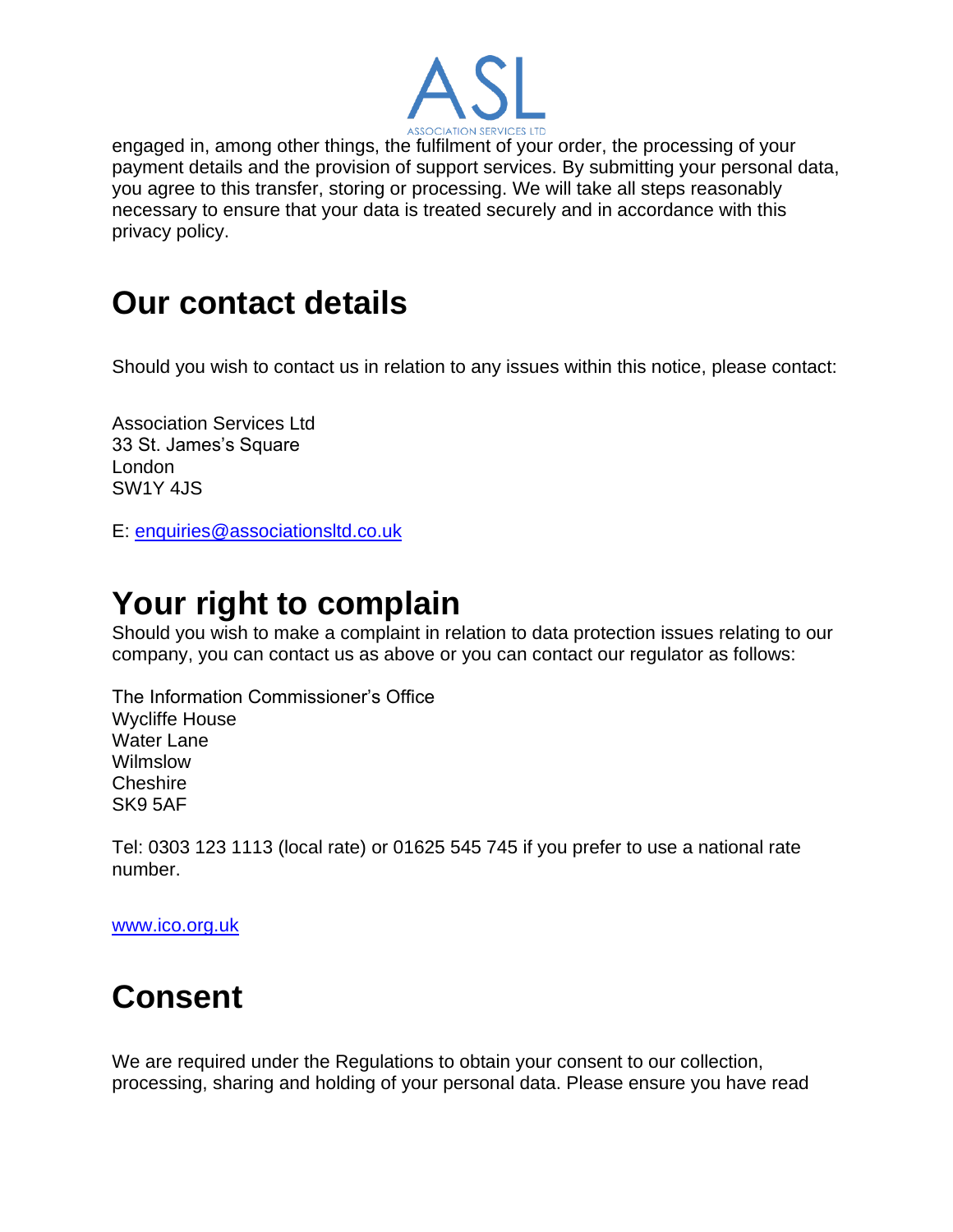engaged in, among other things, the fulfilment of your order, the processing of your payment details and the provision of support services. By submitting your personal data, you agree to this transfer, storing or processing. We will take all steps reasonably necessary to ensure that your data is treated securely and in accordance with this privacy policy.

# Our contact details

Should you wish to contact us in relation to any issues within this notice, please contact:

Association Services Ltd
33 St. James's Square
London
SW1Y 4JS

E: enquiries@associationsltd.co.uk

# Your right to complain

Should you wish to make a complaint in relation to data protection issues relating to our company, you can contact us as above or you can contact our regulator as follows:

The Information Commissioner's Office
Wycliffe House
Water Lane
Wilmslow
Cheshire
SK9 5AF

Tel: 0303 123 1113 (local rate) or 01625 545 745 if you prefer to use a national rate number.

www.ico.org.uk

# Consent

We are required under the Regulations to obtain your consent to our collection, processing, sharing and holding of your personal data. Please ensure you have read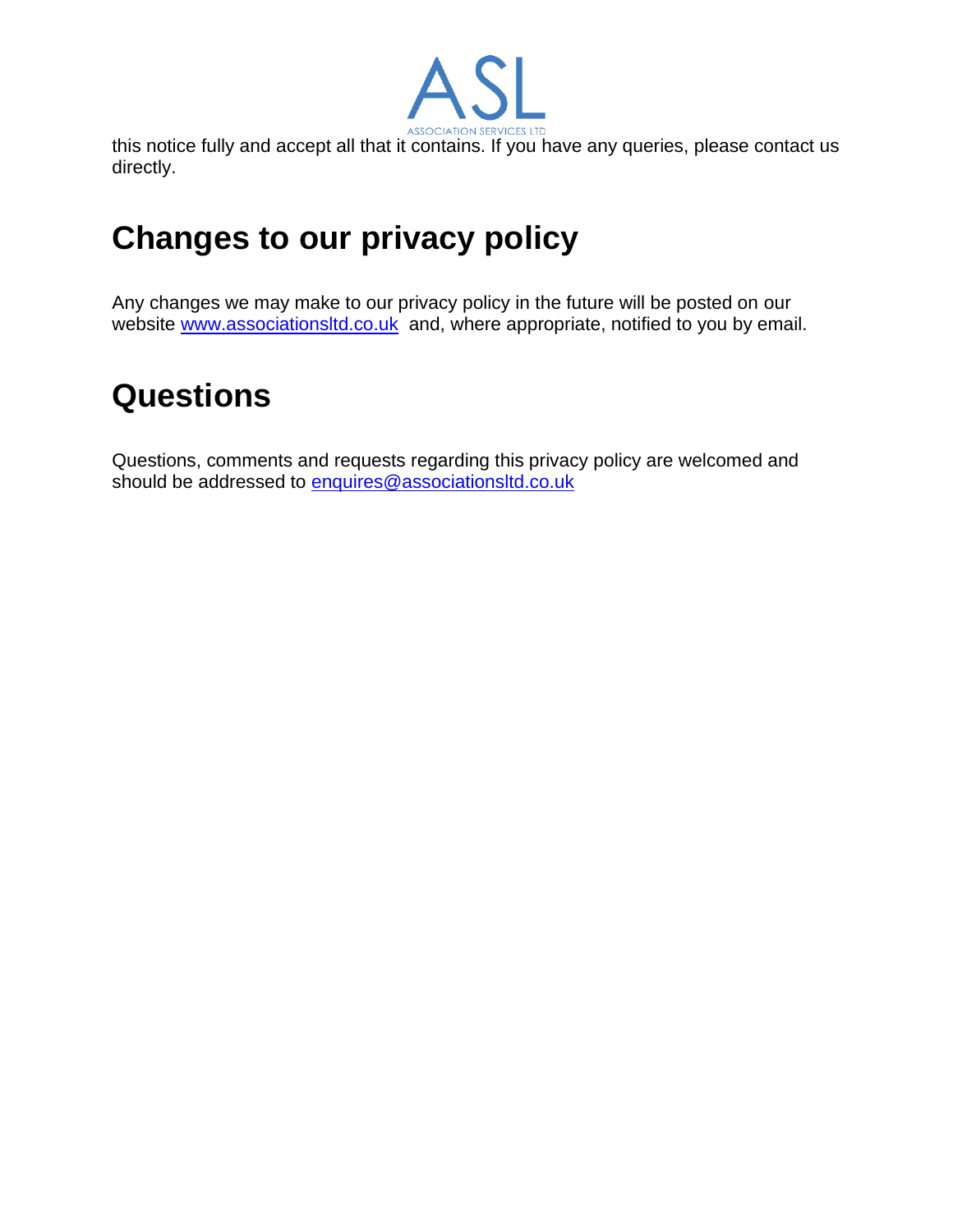this notice fully and accept all that it contains. If you have any queries, please contact us directly.

# Changes to our privacy policy

Any changes we may make to our privacy policy in the future will be posted on our website [www.associationsltd.co.uk](http://www.associationsltd.co.uk) and, where appropriate, notified to you by email.

# Questions

Questions, comments and requests regarding this privacy policy are welcomed and should be addressed to [enquires@associationsltd.co.uk](mailto:enquires@associationsltd.co.uk)